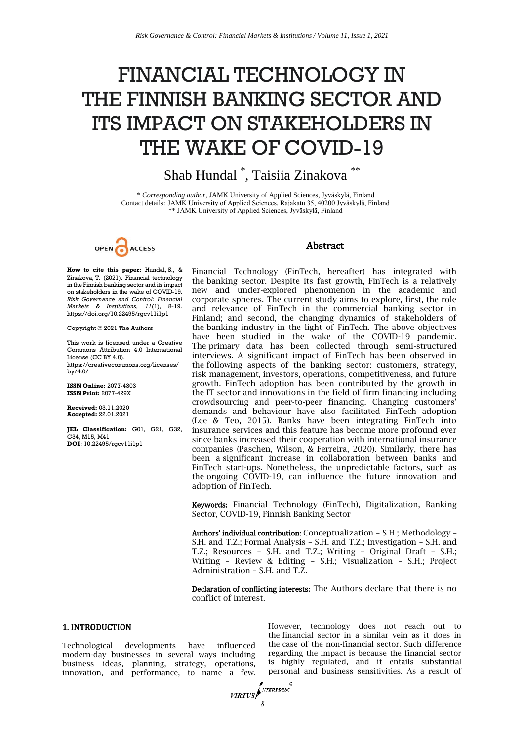# FINANCIAL TECHNOLOGY IN THE FINNISH BANKING SECTOR AND ITS IMPACT ON STAKEHOLDERS IN THE WAKE OF COVID-19

Shab Hundal [*], Taisiia Zinakova [**]

[*] *Corresponding author*, JAMK University of Applied Sciences, Jyväskylä, Finland
Contact details: JAMK University of Applied Sciences, Rajakatu 35, 40200 Jyväskylä, Finland
[**] JAMK University of Applied Sciences, Jyväskylä, Finland

OPEN ACCESS

**How to cite this paper:** Hundal, S., & Zinakova, T. (2021). Financial technology in the Finnish banking sector and its impact on stakeholders in the wake of COVID-19. *Risk Governance and Control: Financial Markets & Institutions, 11*(1), 8-19. https://doi.org/10.22495/rgcv11i1p1

Copyright © 2021 The Authors

This work is licensed under a Creative Commons Attribution 4.0 International License (CC BY 4.0). https://creativecommons.org/licenses/by/4.0/

**ISSN Online:** 2077-4303
**ISSN Print:** 2077-429X

**Received:** 03.11.2020
**Accepted:** 22.01.2021

**JEL Classification:** G01, G21, G32, G34, M15, M41
**DOI:** 10.22495/rgcv11i1p1

## Abstract

Financial Technology (FinTech, hereafter) has integrated with the banking sector. Despite its fast growth, FinTech is a relatively new and under-explored phenomenon in the academic and corporate spheres. The current study aims to explore, first, the role and relevance of FinTech in the commercial banking sector in Finland; and second, the changing dynamics of stakeholders of the banking industry in the light of FinTech. The above objectives have been studied in the wake of the COVID-19 pandemic. The primary data has been collected through semi-structured interviews. A significant impact of FinTech has been observed in the following aspects of the banking sector: customers, strategy, risk management, investors, operations, competitiveness, and future growth. FinTech adoption has been contributed by the growth in the IT sector and innovations in the field of firm financing including crowdsourcing and peer-to-peer financing. Changing customers' demands and behaviour have also facilitated FinTech adoption (Lee & Teo, 2015). Banks have been integrating FinTech into insurance services and this feature has become more profound ever since banks increased their cooperation with international insurance companies (Paschen, Wilson, & Ferreira, 2020). Similarly, there has been a significant increase in collaboration between banks and FinTech start-ups. Nonetheless, the unpredictable factors, such as the ongoing COVID-19, can influence the future innovation and adoption of FinTech.

**Keywords:** Financial Technology (FinTech), Digitalization, Banking Sector, COVID-19, Finnish Banking Sector

**Authors' individual contribution:** Conceptualization – S.H.; Methodology – S.H. and T.Z.; Formal Analysis – S.H. and T.Z.; Investigation – S.H. and T.Z.; Resources – S.H. and T.Z.; Writing – Original Draft – S.H.; Writing – Review & Editing – S.H.; Visualization – S.H.; Project Administration – S.H. and T.Z.

**Declaration of conflicting interests:** The Authors declare that there is no conflict of interest.

## 1. INTRODUCTION

Technological developments have influenced modern-day businesses in several ways including business ideas, planning, strategy, operations, innovation, and performance, to name a few. However, technology does not reach out to the financial sector in a similar vein as it does in the case of the non-financial sector. Such difference regarding the impact is because the financial sector is highly regulated, and it entails substantial personal and business sensitivities. As a result of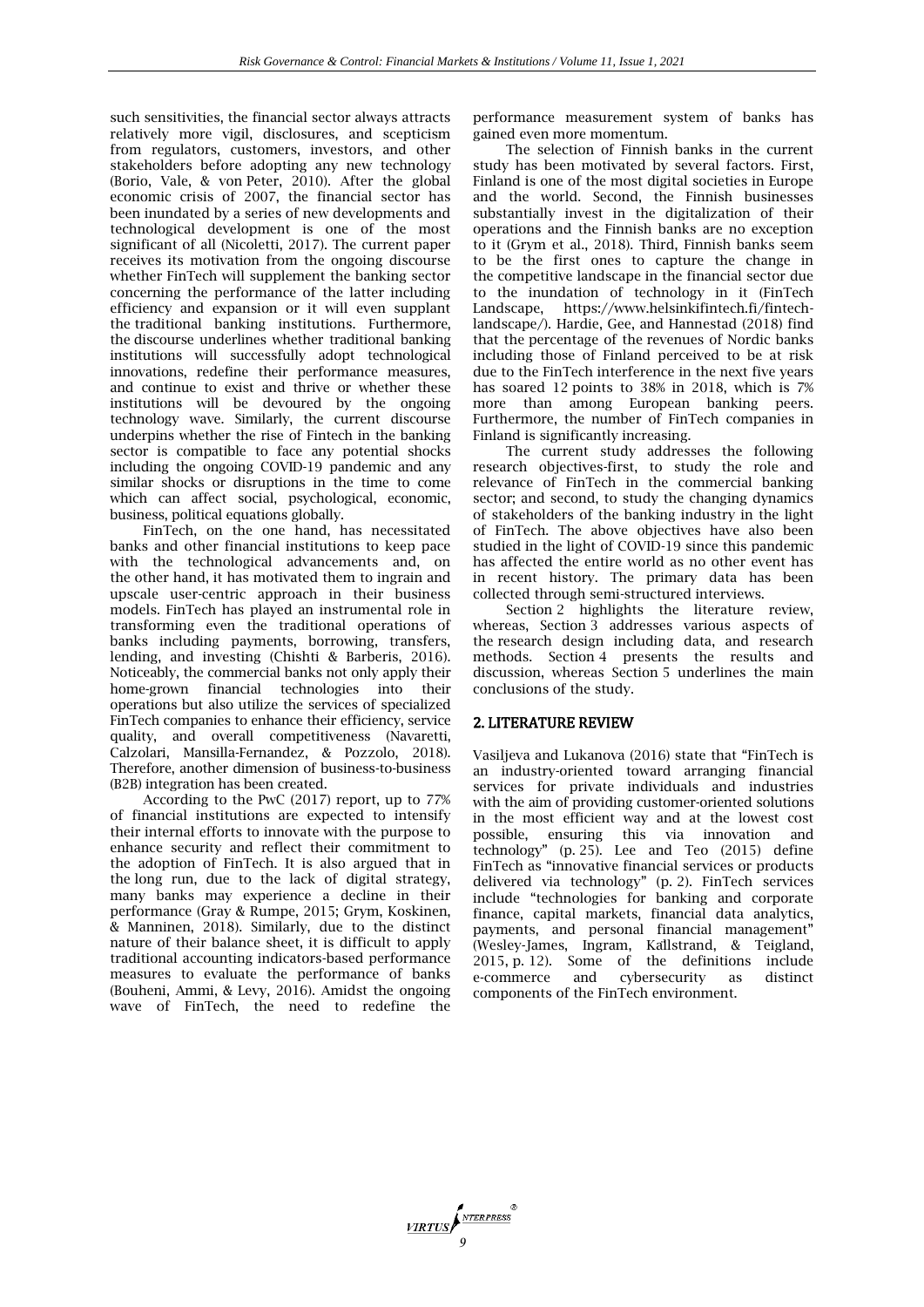such sensitivities, the financial sector always attracts relatively more vigil, disclosures, and scepticism from regulators, customers, investors, and other stakeholders before adopting any new technology (Borio, Vale, & von Peter, 2010). After the global economic crisis of 2007, the financial sector has been inundated by a series of new developments and technological development is one of the most significant of all (Nicoletti, 2017). The current paper receives its motivation from the ongoing discourse whether FinTech will supplement the banking sector concerning the performance of the latter including efficiency and expansion or it will even supplant the traditional banking institutions. Furthermore, the discourse underlines whether traditional banking institutions will successfully adopt technological innovations, redefine their performance measures, and continue to exist and thrive or whether these institutions will be devoured by the ongoing technology wave. Similarly, the current discourse underpins whether the rise of Fintech in the banking sector is compatible to face any potential shocks including the ongoing COVID-19 pandemic and any similar shocks or disruptions in the time to come which can affect social, psychological, economic, business, political equations globally.

FinTech, on the one hand, has necessitated banks and other financial institutions to keep pace with the technological advancements and, on the other hand, it has motivated them to ingrain and upscale user-centric approach in their business models. FinTech has played an instrumental role in transforming even the traditional operations of banks including payments, borrowing, transfers, lending, and investing (Chishti & Barberis, 2016). Noticeably, the commercial banks not only apply their home-grown financial technologies into their operations but also utilize the services of specialized FinTech companies to enhance their efficiency, service quality, and overall competitiveness (Navaretti, Calzolari, Mansilla-Fernandez, & Pozzolo, 2018). Therefore, another dimension of business-to-business (B2B) integration has been created.

According to the PwC (2017) report, up to 77% of financial institutions are expected to intensify their internal efforts to innovate with the purpose to enhance security and reflect their commitment to the adoption of FinTech. It is also argued that in the long run, due to the lack of digital strategy, many banks may experience a decline in their performance (Gray & Rumpe, 2015; Grym, Koskinen, & Manninen, 2018). Similarly, due to the distinct nature of their balance sheet, it is difficult to apply traditional accounting indicators-based performance measures to evaluate the performance of banks (Bouheni, Ammi, & Levy, 2016). Amidst the ongoing wave of FinTech, the need to redefine the performance measurement system of banks has gained even more momentum.

The selection of Finnish banks in the current study has been motivated by several factors. First, Finland is one of the most digital societies in Europe and the world. Second, the Finnish businesses substantially invest in the digitalization of their operations and the Finnish banks are no exception to it (Grym et al., 2018). Third, Finnish banks seem to be the first ones to capture the change in the competitive landscape in the financial sector due to the inundation of technology in it (FinTech Landscape, https://www.helsinkifintech.fi/fintech-landscape/). Hardie, Gee, and Hannestad (2018) find that the percentage of the revenues of Nordic banks including those of Finland perceived to be at risk due to the FinTech interference in the next five years has soared 12 points to 38% in 2018, which is 7% more than among European banking peers. Furthermore, the number of FinTech companies in Finland is significantly increasing.

The current study addresses the following research objectives-first, to study the role and relevance of FinTech in the commercial banking sector; and second, to study the changing dynamics of stakeholders of the banking industry in the light of FinTech. The above objectives have also been studied in the light of COVID-19 since this pandemic has affected the entire world as no other event has in recent history. The primary data has been collected through semi-structured interviews.

Section 2 highlights the literature review, whereas, Section 3 addresses various aspects of the research design including data, and research methods. Section 4 presents the results and discussion, whereas Section 5 underlines the main conclusions of the study.

## 2. LITERATURE REVIEW

Vasiljeva and Lukanova (2016) state that "FinTech is an industry-oriented toward arranging financial services for private individuals and industries with the aim of providing customer-oriented solutions in the most efficient way and at the lowest cost possible, ensuring this via innovation and technology" (p. 25). Lee and Teo (2015) define FinTech as "innovative financial services or products delivered via technology" (p. 2). FinTech services include "technologies for banking and corporate finance, capital markets, financial data analytics, payments, and personal financial management" (Wesley-James, Ingram, Källstrand, & Teigland, 2015, p. 12). Some of the definitions include e-commerce and cybersecurity as distinct components of the FinTech environment.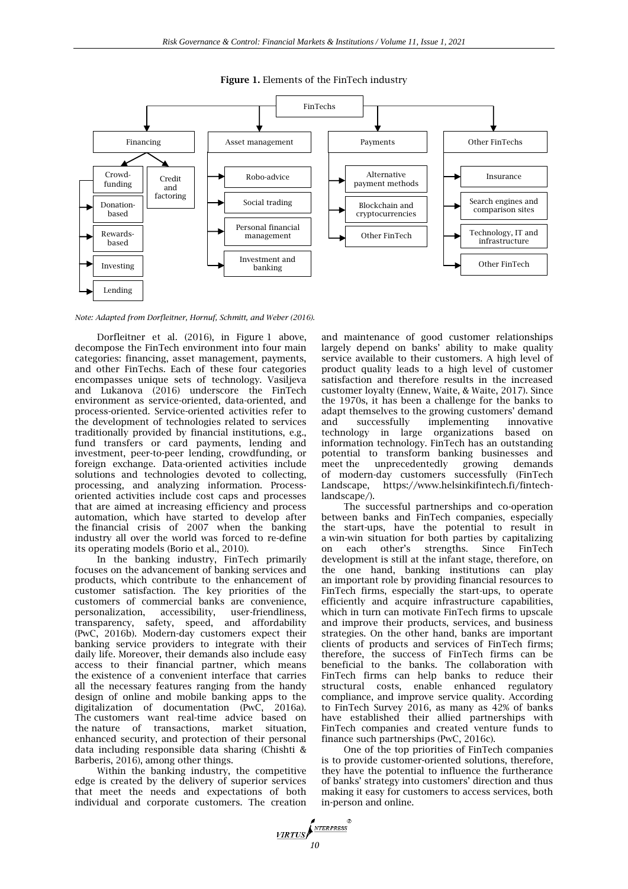**Figure 1.** Elements of the FinTech industry

- FinTechs
  - Financing
    - Crowdfunding
      - Donation-based
      - Rewards-based
      - Investing
      - Lending
    - Credit and factoring
  - Asset management
    - Robo-advice
    - Social trading
    - Personal financial management
    - Investment and banking
  - Payments
    - Alternative payment methods
    - Blockchain and cryptocurrencies
    - Other FinTech
  - Other FinTechs
    - Insurance
    - Search engines and comparison sites
    - Technology, IT and infrastructure
    - Other FinTech

*Note: Adapted from Dorfleitner, Hornuf, Schmitt, and Weber (2016).*

Dorfleitner et al. (2016), in Figure 1 above, decompose the FinTech environment into four main categories: financing, asset management, payments, and other FinTechs. Each of these four categories encompasses unique sets of technology. Vasiljeva and Lukanova (2016) underscore the FinTech environment as service-oriented, data-oriented, and process-oriented. Service-oriented activities refer to the development of technologies related to services traditionally provided by financial institutions, e.g., fund transfers or card payments, lending and investment, peer-to-peer lending, crowdfunding, or foreign exchange. Data-oriented activities include solutions and technologies devoted to collecting, processing, and analyzing information. Process-oriented activities include cost caps and processes that are aimed at increasing efficiency and process automation, which have started to develop after the financial crisis of 2007 when the banking industry all over the world was forced to re-define its operating models (Borio et al., 2010).

In the banking industry, FinTech primarily focuses on the advancement of banking services and products, which contribute to the enhancement of customer satisfaction. The key priorities of the customers of commercial banks are convenience, personalization, accessibility, user-friendliness, transparency, safety, speed, and affordability (PwC, 2016b). Modern-day customers expect their banking service providers to integrate with their daily life. Moreover, their demands also include easy access to their financial partner, which means the existence of a convenient interface that carries all the necessary features ranging from the handy design of online and mobile banking apps to the digitalization of documentation (PwC, 2016a). The customers want real-time advice based on the nature of transactions, market situation, enhanced security, and protection of their personal data including responsible data sharing (Chishti & Barberis, 2016), among other things.

Within the banking industry, the competitive edge is created by the delivery of superior services that meet the needs and expectations of both individual and corporate customers. The creation and maintenance of good customer relationships largely depend on banks' ability to make quality service available to their customers. A high level of product quality leads to a high level of customer satisfaction and therefore results in the increased customer loyalty (Ennew, Waite, & Waite, 2017). Since the 1970s, it has been a challenge for the banks to adapt themselves to the growing customers' demand and successfully implementing innovative technology in large organizations based on information technology. FinTech has an outstanding potential to transform banking businesses and meet the unprecedentedly growing demands of modern-day customers successfully (FinTech Landscape, https://www.helsinkifintech.fi/fintech-landscape/).

The successful partnerships and co-operation between banks and FinTech companies, especially the start-ups, have the potential to result in a win-win situation for both parties by capitalizing on each other's strengths. Since FinTech development is still at the infant stage, therefore, on the one hand, banking institutions can play an important role by providing financial resources to FinTech firms, especially the start-ups, to operate efficiently and acquire infrastructure capabilities, which in turn can motivate FinTech firms to upscale and improve their products, services, and business strategies. On the other hand, banks are important clients of products and services of FinTech firms; therefore, the success of FinTech firms can be beneficial to the banks. The collaboration with FinTech firms can help banks to reduce their structural costs, enable enhanced regulatory compliance, and improve service quality. According to FinTech Survey 2016, as many as 42% of banks have established their allied partnerships with FinTech companies and created venture funds to finance such partnerships (PwC, 2016c).

One of the top priorities of FinTech companies is to provide customer-oriented solutions, therefore, they have the potential to influence the furtherance of banks' strategy into customers' direction and thus making it easy for customers to access services, both in-person and online.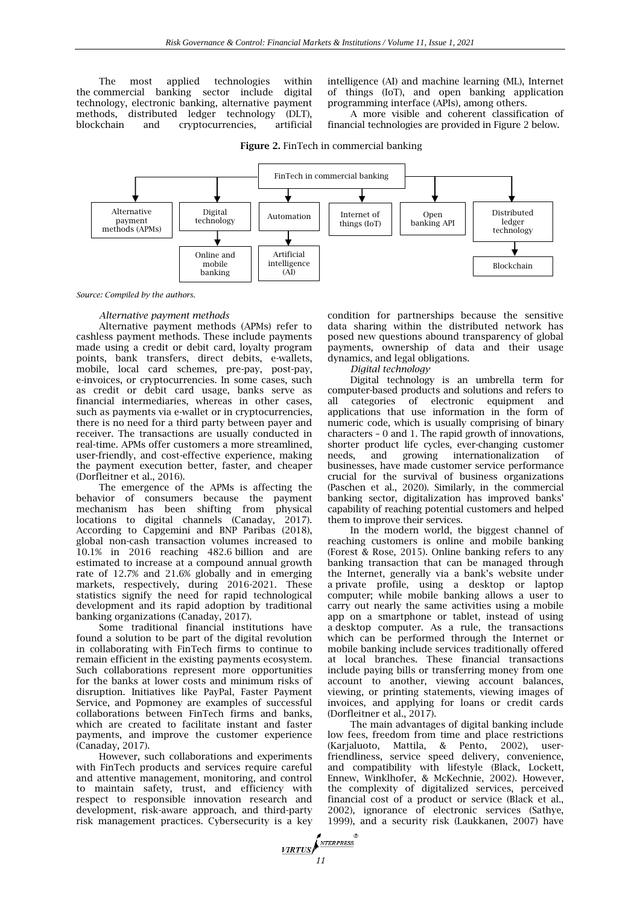The most applied technologies within the commercial banking sector include digital technology, electronic banking, alternative payment methods, distributed ledger technology (DLT), blockchain and cryptocurrencies, artificial intelligence (AI) and machine learning (ML), Internet of things (IoT), and open banking application programming interface (APIs), among others.

A more visible and coherent classification of financial technologies are provided in Figure 2 below.

**Figure 2.** FinTech in commercial banking

FinTech in commercial banking

- Alternative payment methods (APMs)
- Digital technology
  - Online and mobile banking
- Automation
  - Artificial intelligence (AI)
- Internet of things (IoT)
- Open banking API
- Distributed ledger technology
  - Blockchain

*Source: Compiled by the authors.*

*Alternative payment methods*

Alternative payment methods (APMs) refer to cashless payment methods. These include payments made using a credit or debit card, loyalty program points, bank transfers, direct debits, e-wallets, mobile, local card schemes, pre-pay, post-pay, e-invoices, or cryptocurrencies. In some cases, such as credit or debit card usage, banks serve as financial intermediaries, whereas in other cases, such as payments via e-wallet or in cryptocurrencies, there is no need for a third party between payer and receiver. The transactions are usually conducted in real-time. APMs offer customers a more streamlined, user-friendly, and cost-effective experience, making the payment execution better, faster, and cheaper (Dorfleitner et al., 2016).

The emergence of the APMs is affecting the behavior of consumers because the payment mechanism has been shifting from physical locations to digital channels (Canaday, 2017). According to Capgemini and BNP Paribas (2018), global non-cash transaction volumes increased to 10.1% in 2016 reaching 482.6 billion and are estimated to increase at a compound annual growth rate of 12.7% and 21.6% globally and in emerging markets, respectively, during 2016-2021. These statistics signify the need for rapid technological development and its rapid adoption by traditional banking organizations (Canaday, 2017).

Some traditional financial institutions have found a solution to be part of the digital revolution in collaborating with FinTech firms to continue to remain efficient in the existing payments ecosystem. Such collaborations represent more opportunities for the banks at lower costs and minimum risks of disruption. Initiatives like PayPal, Faster Payment Service, and Popmoney are examples of successful collaborations between FinTech firms and banks, which are created to facilitate instant and faster payments, and improve the customer experience (Canaday, 2017).

However, such collaborations and experiments with FinTech products and services require careful and attentive management, monitoring, and control to maintain safety, trust, and efficiency with respect to responsible innovation research and development, risk-aware approach, and third-party risk management practices. Cybersecurity is a key condition for partnerships because the sensitive data sharing within the distributed network has posed new questions abound transparency of global payments, ownership of data and their usage dynamics, and legal obligations.

*Digital technology*

Digital technology is an umbrella term for computer-based products and solutions and refers to all categories of electronic equipment and applications that use information in the form of numeric code, which is usually comprising of binary characters – 0 and 1. The rapid growth of innovations, shorter product life cycles, ever-changing customer needs, and growing internationalization of businesses, have made customer service performance crucial for the survival of business organizations (Paschen et al., 2020). Similarly, in the commercial banking sector, digitalization has improved banks' capability of reaching potential customers and helped them to improve their services.

In the modern world, the biggest channel of reaching customers is online and mobile banking (Forest & Rose, 2015). Online banking refers to any banking transaction that can be managed through the Internet, generally via a bank's website under a private profile, using a desktop or laptop computer; while mobile banking allows a user to carry out nearly the same activities using a mobile app on a smartphone or tablet, instead of using a desktop computer. As a rule, the transactions which can be performed through the Internet or mobile banking include services traditionally offered at local branches. These financial transactions include paying bills or transferring money from one account to another, viewing account balances, viewing, or printing statements, viewing images of invoices, and applying for loans or credit cards (Dorfleitner et al., 2017).

The main advantages of digital banking include low fees, freedom from time and place restrictions (Karjaluoto, Mattila, & Pento, 2002), user-friendliness, service speed delivery, convenience, and compatibility with lifestyle (Black, Lockett, Ennew, Winklhofer, & McKechnie, 2002). However, the complexity of digitalized services, perceived financial cost of a product or service (Black et al., 2002), ignorance of electronic services (Sathye, 1999), and a security risk (Laukkanen, 2007) have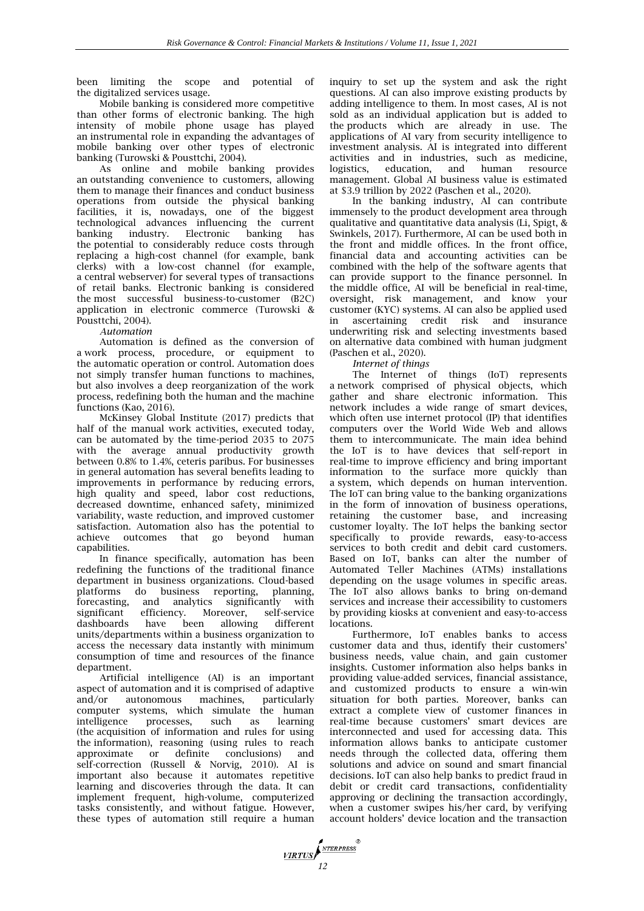been limiting the scope and potential of the digitalized services usage.

Mobile banking is considered more competitive than other forms of electronic banking. The high intensity of mobile phone usage has played an instrumental role in expanding the advantages of mobile banking over other types of electronic banking (Turowski & Pousttchi, 2004).

As online and mobile banking provides an outstanding convenience to customers, allowing them to manage their finances and conduct business operations from outside the physical banking facilities, it is, nowadays, one of the biggest technological advances influencing the current banking industry. Electronic banking has the potential to considerably reduce costs through replacing a high-cost channel (for example, bank clerks) with a low-cost channel (for example, a central webserver) for several types of transactions of retail banks. Electronic banking is considered the most successful business-to-customer (B2C) application in electronic commerce (Turowski & Pousttchi, 2004).

*Automation*

Automation is defined as the conversion of a work process, procedure, or equipment to the automatic operation or control. Automation does not simply transfer human functions to machines, but also involves a deep reorganization of the work process, redefining both the human and the machine functions (Kao, 2016).

McKinsey Global Institute (2017) predicts that half of the manual work activities, executed today, can be automated by the time-period 2035 to 2075 with the average annual productivity growth between 0.8% to 1.4%, ceteris paribus. For businesses in general automation has several benefits leading to improvements in performance by reducing errors, high quality and speed, labor cost reductions, decreased downtime, enhanced safety, minimized variability, waste reduction, and improved customer satisfaction. Automation also has the potential to achieve outcomes that go beyond human capabilities.

In finance specifically, automation has been redefining the functions of the traditional finance department in business organizations. Cloud-based platforms do business reporting, planning, forecasting, and analytics significantly with significant efficiency. Moreover, self-service dashboards have been allowing different units/departments within a business organization to access the necessary data instantly with minimum consumption of time and resources of the finance department.

Artificial intelligence (AI) is an important aspect of automation and it is comprised of adaptive and/or autonomous machines, particularly computer systems, which simulate the human intelligence processes, such as learning (the acquisition of information and rules for using the information), reasoning (using rules to reach approximate or definite conclusions) and self-correction (Russell & Norvig, 2010). AI is important also because it automates repetitive learning and discoveries through the data. It can implement frequent, high-volume, computerized tasks consistently, and without fatigue. However, these types of automation still require a human inquiry to set up the system and ask the right questions. AI can also improve existing products by adding intelligence to them. In most cases, AI is not sold as an individual application but is added to the products which are already in use. The applications of AI vary from security intelligence to investment analysis. AI is integrated into different activities and in industries, such as medicine, logistics, education, and human resource management. Global AI business value is estimated at $3.9 trillion by 2022 (Paschen et al., 2020).

In the banking industry, AI can contribute immensely to the product development area through qualitative and quantitative data analysis (Li, Spigt, & Swinkels, 2017). Furthermore, AI can be used both in the front and middle offices. In the front office, financial data and accounting activities can be combined with the help of the software agents that can provide support to the finance personnel. In the middle office, AI will be beneficial in real-time, oversight, risk management, and know your customer (KYC) systems. AI can also be applied used in ascertaining credit risk and insurance underwriting risk and selecting investments based on alternative data combined with human judgment (Paschen et al., 2020).

*Internet of things*

The Internet of things (IoT) represents a network comprised of physical objects, which gather and share electronic information. This network includes a wide range of smart devices, which often use internet protocol (IP) that identifies computers over the World Wide Web and allows them to intercommunicate. The main idea behind the IoT is to have devices that self-report in real-time to improve efficiency and bring important information to the surface more quickly than a system, which depends on human intervention. The IoT can bring value to the banking organizations in the form of innovation of business operations, retaining the customer base, and increasing customer loyalty. The IoT helps the banking sector specifically to provide rewards, easy-to-access services to both credit and debit card customers. Based on IoT, banks can alter the number of Automated Teller Machines (ATMs) installations depending on the usage volumes in specific areas. The IoT also allows banks to bring on-demand services and increase their accessibility to customers by providing kiosks at convenient and easy-to-access locations.

Furthermore, IoT enables banks to access customer data and thus, identify their customers' business needs, value chain, and gain customer insights. Customer information also helps banks in providing value-added services, financial assistance, and customized products to ensure a win-win situation for both parties. Moreover, banks can extract a complete view of customer finances in real-time because customers' smart devices are interconnected and used for accessing data. This information allows banks to anticipate customer needs through the collected data, offering them solutions and advice on sound and smart financial decisions. IoT can also help banks to predict fraud in debit or credit card transactions, confidentiality approving or declining the transaction accordingly, when a customer swipes his/her card, by verifying account holders' device location and the transaction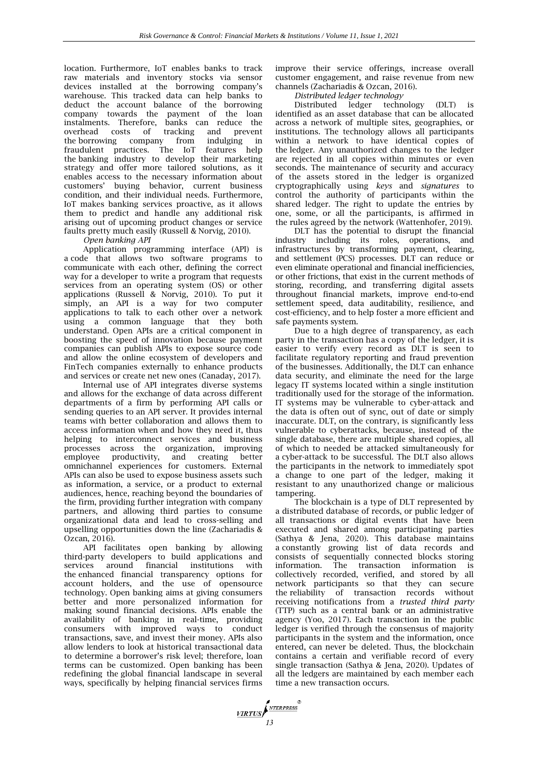location. Furthermore, IoT enables banks to track raw materials and inventory stocks via sensor devices installed at the borrowing company's warehouse. This tracked data can help banks to deduct the account balance of the borrowing company towards the payment of the loan instalments. Therefore, banks can reduce the overhead costs of tracking and prevent the borrowing company from indulging in fraudulent practices. The IoT features help the banking industry to develop their marketing strategy and offer more tailored solutions, as it enables access to the necessary information about customers' buying behavior, current business condition, and their individual needs. Furthermore, IoT makes banking services proactive, as it allows them to predict and handle any additional risk arising out of upcoming product changes or service faults pretty much easily (Russell & Norvig, 2010).

*Open banking API*

Application programming interface (API) is a code that allows two software programs to communicate with each other, defining the correct way for a developer to write a program that requests services from an operating system (OS) or other applications (Russell & Norvig, 2010). To put it simply, an API is a way for two computer applications to talk to each other over a network using a common language that they both understand. Open APIs are a critical component in boosting the speed of innovation because payment companies can publish APIs to expose source code and allow the online ecosystem of developers and FinTech companies externally to enhance products and services or create net new ones (Canaday, 2017).

Internal use of API integrates diverse systems and allows for the exchange of data across different departments of a firm by performing API calls or sending queries to an API server. It provides internal teams with better collaboration and allows them to access information when and how they need it, thus helping to interconnect services and business processes across the organization, improving employee productivity, and creating better omnichannel experiences for customers. External APIs can also be used to expose business assets such as information, a service, or a product to external audiences, hence, reaching beyond the boundaries of the firm, providing further integration with company partners, and allowing third parties to consume organizational data and lead to cross-selling and upselling opportunities down the line (Zachariadis & Ozcan, 2016).

API facilitates open banking by allowing third-party developers to build applications and services around financial institutions with the enhanced financial transparency options for account holders, and the use of opensource technology. Open banking aims at giving consumers better and more personalized information for making sound financial decisions. APIs enable the availability of banking in real-time, providing consumers with improved ways to conduct transactions, save, and invest their money. APIs also allow lenders to look at historical transactional data to determine a borrower's risk level; therefore, loan terms can be customized. Open banking has been redefining the global financial landscape in several ways, specifically by helping financial services firms improve their service offerings, increase overall customer engagement, and raise revenue from new channels (Zachariadis & Ozcan, 2016).

*Distributed ledger technology*

Distributed ledger technology (DLT) is identified as an asset database that can be allocated across a network of multiple sites, geographies, or institutions. The technology allows all participants within a network to have identical copies of the ledger. Any unauthorized changes to the ledger are rejected in all copies within minutes or even seconds. The maintenance of security and accuracy of the assets stored in the ledger is organized cryptographically using *keys* and *signatures* to control the authority of participants within the shared ledger. The right to update the entries by one, some, or all the participants, is affirmed in the rules agreed by the network (Wattenhofer, 2019).

DLT has the potential to disrupt the financial industry including its roles, operations, and infrastructures by transforming payment, clearing, and settlement (PCS) processes. DLT can reduce or even eliminate operational and financial inefficiencies, or other frictions, that exist in the current methods of storing, recording, and transferring digital assets throughout financial markets, improve end-to-end settlement speed, data auditability, resilience, and cost-efficiency, and to help foster a more efficient and safe payments system.

Due to a high degree of transparency, as each party in the transaction has a copy of the ledger, it is easier to verify every record as DLT is seen to facilitate regulatory reporting and fraud prevention of the businesses. Additionally, the DLT can enhance data security, and eliminate the need for the large legacy IT systems located within a single institution traditionally used for the storage of the information. IT systems may be vulnerable to cyber-attack and the data is often out of sync, out of date or simply inaccurate. DLT, on the contrary, is significantly less vulnerable to cyberattacks, because, instead of the single database, there are multiple shared copies, all of which to needed be attacked simultaneously for a cyber-attack to be successful. The DLT also allows the participants in the network to immediately spot a change to one part of the ledger, making it resistant to any unauthorized change or malicious tampering.

The blockchain is a type of DLT represented by a distributed database of records, or public ledger of all transactions or digital events that have been executed and shared among participating parties (Sathya & Jena, 2020). This database maintains a constantly growing list of data records and consists of sequentially connected blocks storing information. The transaction information is collectively recorded, verified, and stored by all network participants so that they can secure the reliability of transaction records without receiving notifications from a *trusted third party* (TTP) such as a central bank or an administrative agency (Yoo, 2017). Each transaction in the public ledger is verified through the consensus of majority participants in the system and the information, once entered, can never be deleted. Thus, the blockchain contains a certain and verifiable record of every single transaction (Sathya & Jena, 2020). Updates of all the ledgers are maintained by each member each time a new transaction occurs.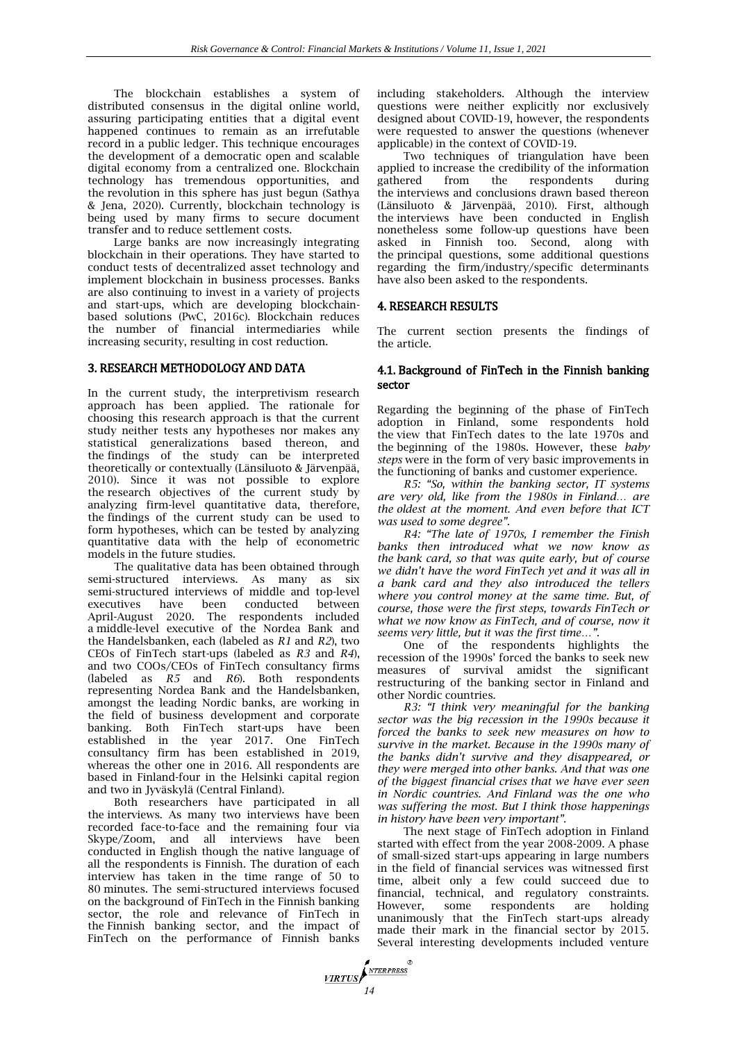The blockchain establishes a system of distributed consensus in the digital online world, assuring participating entities that a digital event happened continues to remain as an irrefutable record in a public ledger. This technique encourages the development of a democratic open and scalable digital economy from a centralized one. Blockchain technology has tremendous opportunities, and the revolution in this sphere has just begun (Sathya & Jena, 2020). Currently, blockchain technology is being used by many firms to secure document transfer and to reduce settlement costs.

Large banks are now increasingly integrating blockchain in their operations. They have started to conduct tests of decentralized asset technology and implement blockchain in business processes. Banks are also continuing to invest in a variety of projects and start-ups, which are developing blockchain-based solutions (PwC, 2016c). Blockchain reduces the number of financial intermediaries while increasing security, resulting in cost reduction.

## 3. RESEARCH METHODOLOGY AND DATA

In the current study, the interpretivism research approach has been applied. The rationale for choosing this research approach is that the current study neither tests any hypotheses nor makes any statistical generalizations based thereon, and the findings of the study can be interpreted theoretically or contextually (Länsiluoto & Järvenpää, 2010). Since it was not possible to explore the research objectives of the current study by analyzing firm-level quantitative data, therefore, the findings of the current study can be used to form hypotheses, which can be tested by analyzing quantitative data with the help of econometric models in the future studies.

The qualitative data has been obtained through semi-structured interviews. As many as six semi-structured interviews of middle and top-level executives have been conducted between April-August 2020. The respondents included a middle-level executive of the Nordea Bank and the Handelsbanken, each (labeled as *R1* and *R2*), two CEOs of FinTech start-ups (labeled as *R3* and *R4*), and two COOs/CEOs of FinTech consultancy firms (labeled as *R5* and *R6*). Both respondents representing Nordea Bank and the Handelsbanken, amongst the leading Nordic banks, are working in the field of business development and corporate banking. Both FinTech start-ups have been established in the year 2017. One FinTech consultancy firm has been established in 2019, whereas the other one in 2016. All respondents are based in Finland-four in the Helsinki capital region and two in Jyväskylä (Central Finland).

Both researchers have participated in all the interviews. As many two interviews have been recorded face-to-face and the remaining four via Skype/Zoom, and all interviews have been conducted in English though the native language of all the respondents is Finnish. The duration of each interview has taken in the time range of 50 to 80 minutes. The semi-structured interviews focused on the background of FinTech in the Finnish banking sector, the role and relevance of FinTech in the Finnish banking sector, and the impact of FinTech on the performance of Finnish banks including stakeholders. Although the interview questions were neither explicitly nor exclusively designed about COVID-19, however, the respondents were requested to answer the questions (whenever applicable) in the context of COVID-19.

Two techniques of triangulation have been applied to increase the credibility of the information gathered from the respondents during the interviews and conclusions drawn based thereon (Länsiluoto & Järvenpää, 2010). First, although the interviews have been conducted in English nonetheless some follow-up questions have been asked in Finnish too. Second, along with the principal questions, some additional questions regarding the firm/industry/specific determinants have also been asked to the respondents.

## 4. RESEARCH RESULTS

The current section presents the findings of the article.

### 4.1. Background of FinTech in the Finnish banking sector

Regarding the beginning of the phase of FinTech adoption in Finland, some respondents hold the view that FinTech dates to the late 1970s and the beginning of the 1980s. However, these *baby steps* were in the form of very basic improvements in the functioning of banks and customer experience.

*R5: "So, within the banking sector, IT systems are very old, like from the 1980s in Finland… are the oldest at the moment. And even before that ICT was used to some degree".*

*R4: "The late of 1970s, I remember the Finish banks then introduced what we now know as the bank card, so that was quite early, but of course we didn't have the word FinTech yet and it was all in a bank card and they also introduced the tellers where you control money at the same time. But, of course, those were the first steps, towards FinTech or what we now know as FinTech, and of course, now it seems very little, but it was the first time…".*

One of the respondents highlights the recession of the 1990s' forced the banks to seek new measures of survival amidst the significant restructuring of the banking sector in Finland and other Nordic countries.

*R3: "I think very meaningful for the banking sector was the big recession in the 1990s because it forced the banks to seek new measures on how to survive in the market. Because in the 1990s many of the banks didn't survive and they disappeared, or they were merged into other banks. And that was one of the biggest financial crises that we have ever seen in Nordic countries. And Finland was the one who was suffering the most. But I think those happenings in history have been very important".*

The next stage of FinTech adoption in Finland started with effect from the year 2008-2009. A phase of small-sized start-ups appearing in large numbers in the field of financial services was witnessed first time, albeit only a few could succeed due to financial, technical, and regulatory constraints. However, some respondents are holding unanimously that the FinTech start-ups already made their mark in the financial sector by 2015. Several interesting developments included venture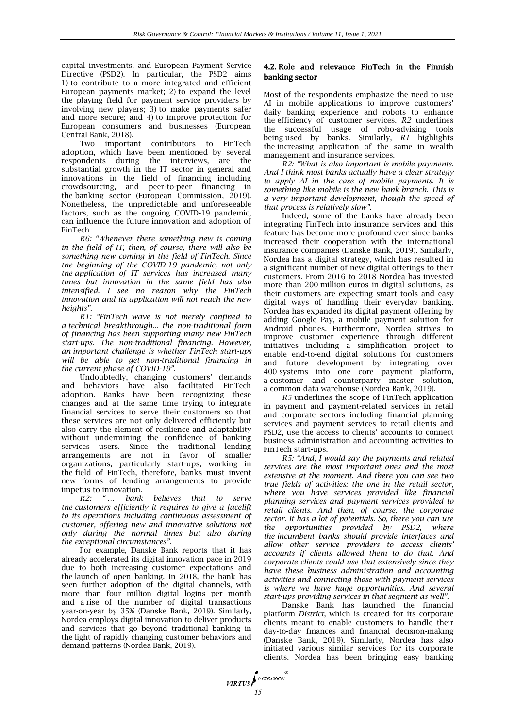capital investments, and European Payment Service Directive (PSD2). In particular, the PSD2 aims 1) to contribute to a more integrated and efficient European payments market; 2) to expand the level the playing field for payment service providers by involving new players; 3) to make payments safer and more secure; and 4) to improve protection for European consumers and businesses (European Central Bank, 2018).

Two important contributors to FinTech adoption, which have been mentioned by several respondents during the interviews, are the substantial growth in the IT sector in general and innovations in the field of financing including crowdsourcing, and peer-to-peer financing in the banking sector (European Commission, 2019). Nonetheless, the unpredictable and unforeseeable factors, such as the ongoing COVID-19 pandemic, can influence the future innovation and adoption of FinTech.

*R6: "Whenever there something new is coming in the field of IT, then, of course, there will also be something new coming in the field of FinTech. Since the beginning of the COVID-19 pandemic, not only the application of IT services has increased many times but innovation in the same field has also intensified. I see no reason why the FinTech innovation and its application will not reach the new heights".*

*R1: "FinTech wave is not merely confined to a technical breakthrough... the non-traditional form of financing has been supporting many new FinTech start-ups. The non-traditional financing. However, an important challenge is whether FinTech start-ups will be able to get non-traditional financing in the current phase of COVID-19".*

Undoubtedly, changing customers' demands and behaviors have also facilitated FinTech adoption. Banks have been recognizing these changes and at the same time trying to integrate financial services to serve their customers so that these services are not only delivered efficiently but also carry the element of resilience and adaptability without undermining the confidence of banking services users. Since the traditional lending arrangements are not in favor of smaller organizations, particularly start-ups, working in the field of FinTech, therefore, banks must invent new forms of lending arrangements to provide impetus to innovation.

*R2: "… bank believes that to serve the customers efficiently it requires to give a facelift to its operations including continuous assessment of customer, offering new and innovative solutions not only during the normal times but also during the exceptional circumstances".*

For example, Danske Bank reports that it has already accelerated its digital innovation pace in 2019 due to both increasing customer expectations and the launch of open banking. In 2018, the bank has seen further adoption of the digital channels, with more than four million digital logins per month and a rise of the number of digital transactions year-on-year by 35% (Danske Bank, 2019). Similarly, Nordea employs digital innovation to deliver products and services that go beyond traditional banking in the light of rapidly changing customer behaviors and demand patterns (Nordea Bank, 2019).

## 4.2. Role and relevance FinTech in the Finnish banking sector

Most of the respondents emphasize the need to use AI in mobile applications to improve customers' daily banking experience and robots to enhance the efficiency of customer services. *R2* underlines the successful usage of robo-advising tools being used by banks. Similarly, *R1* highlights the increasing application of the same in wealth management and insurance services.

*R2: "What is also important is mobile payments. And I think most banks actually have a clear strategy to apply AI in the case of mobile payments. It is something like mobile is the new bank branch. This is a very important development, though the speed of that process is relatively slow".*

Indeed, some of the banks have already been integrating FinTech into insurance services and this feature has become more profound ever since banks increased their cooperation with the international insurance companies (Danske Bank, 2019). Similarly, Nordea has a digital strategy, which has resulted in a significant number of new digital offerings to their customers. From 2016 to 2018 Nordea has invested more than 200 million euros in digital solutions, as their customers are expecting smart tools and easy digital ways of handling their everyday banking. Nordea has expanded its digital payment offering by adding Google Pay, a mobile payment solution for Android phones. Furthermore, Nordea strives to improve customer experience through different initiatives including a simplification project to enable end-to-end digital solutions for customers and future development by integrating over 400 systems into one core payment platform, a customer and counterparty master solution, a common data warehouse (Nordea Bank, 2019).

*R5* underlines the scope of FinTech application in payment and payment-related services in retail and corporate sectors including financial planning services and payment services to retail clients and PSD2, use the access to clients' accounts to connect business administration and accounting activities to FinTech start-ups.

*R5: "And, I would say the payments and related services are the most important ones and the most extensive at the moment. And there you can see two true fields of activities: the one in the retail sector, where you have services provided like financial planning services and payment services provided to retail clients. And then, of course, the corporate sector. It has a lot of potentials. So, there you can use the opportunities provided by PSD2, where the incumbent banks should provide interfaces and allow other service providers to access clients' accounts if clients allowed them to do that. And corporate clients could use that extensively since they have these business administration and accounting activities and connecting those with payment services is where we have huge opportunities. And several start-ups providing services in that segment as well".*

Danske Bank has launched the financial platform *District*, which is created for its corporate clients meant to enable customers to handle their day-to-day finances and financial decision-making (Danske Bank, 2019). Similarly, Nordea has also initiated various similar services for its corporate clients. Nordea has been bringing easy banking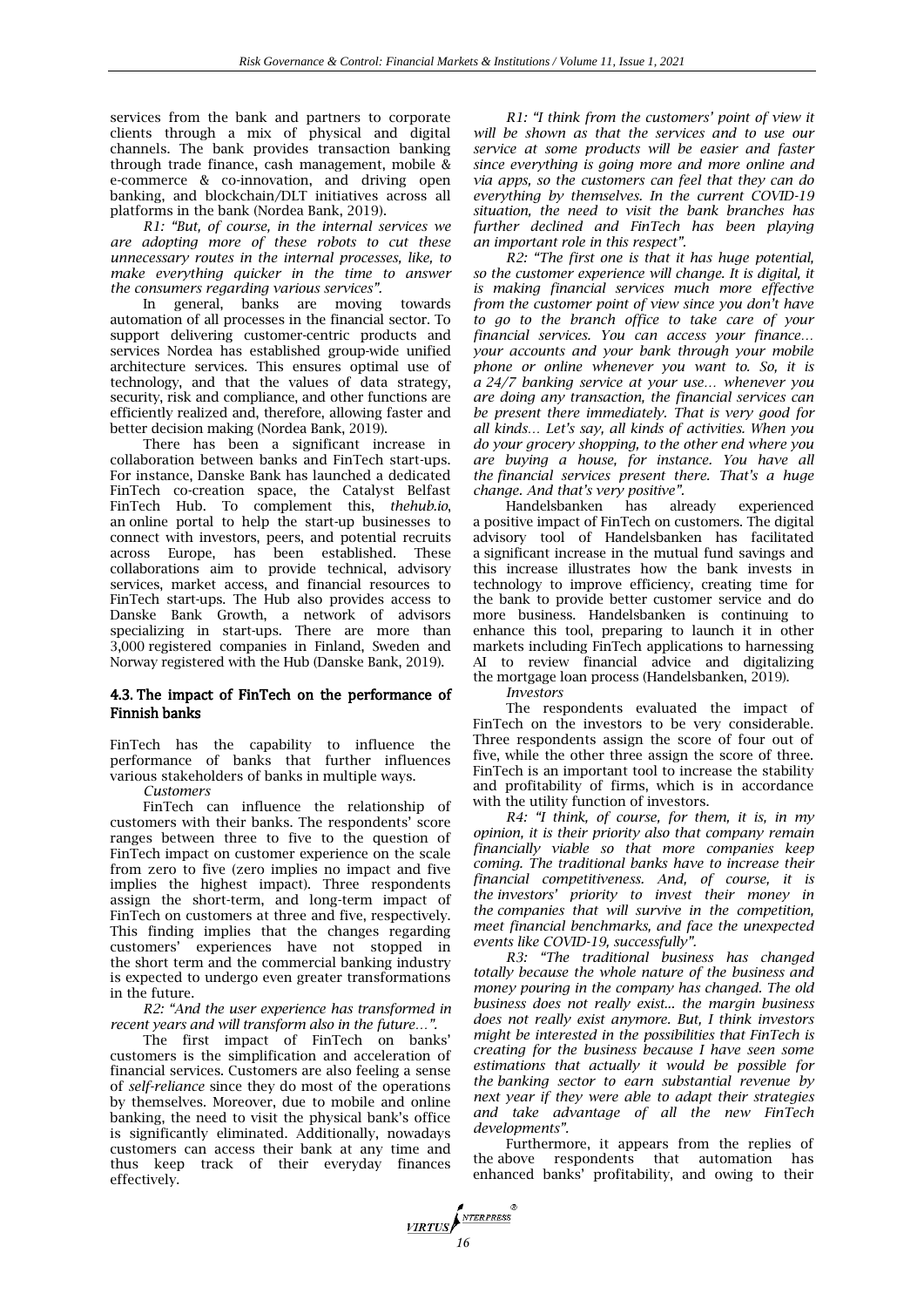services from the bank and partners to corporate clients through a mix of physical and digital channels. The bank provides transaction banking through trade finance, cash management, mobile & e-commerce & co-innovation, and driving open banking, and blockchain/DLT initiatives across all platforms in the bank (Nordea Bank, 2019).

*R1: "But, of course, in the internal services we are adopting more of these robots to cut these unnecessary routes in the internal processes, like, to make everything quicker in the time to answer the consumers regarding various services".*

In general, banks are moving towards automation of all processes in the financial sector. To support delivering customer-centric products and services Nordea has established group-wide unified architecture services. This ensures optimal use of technology, and that the values of data strategy, security, risk and compliance, and other functions are efficiently realized and, therefore, allowing faster and better decision making (Nordea Bank, 2019).

There has been a significant increase in collaboration between banks and FinTech start-ups. For instance, Danske Bank has launched a dedicated FinTech co-creation space, the Catalyst Belfast FinTech Hub. To complement this, *thehub.io*, an online portal to help the start-up businesses to connect with investors, peers, and potential recruits across Europe, has been established. These collaborations aim to provide technical, advisory services, market access, and financial resources to FinTech start-ups. The Hub also provides access to Danske Bank Growth, a network of advisors specializing in start-ups. There are more than 3,000 registered companies in Finland, Sweden and Norway registered with the Hub (Danske Bank, 2019).

### 4.3. The impact of FinTech on the performance of Finnish banks

FinTech has the capability to influence the performance of banks that further influences various stakeholders of banks in multiple ways.

*Customers*

FinTech can influence the relationship of customers with their banks. The respondents' score ranges between three to five to the question of FinTech impact on customer experience on the scale from zero to five (zero implies no impact and five implies the highest impact). Three respondents assign the short-term, and long-term impact of FinTech on customers at three and five, respectively. This finding implies that the changes regarding customers' experiences have not stopped in the short term and the commercial banking industry is expected to undergo even greater transformations in the future.

*R2: "And the user experience has transformed in recent years and will transform also in the future…".*

The first impact of FinTech on banks' customers is the simplification and acceleration of financial services. Customers are also feeling a sense of *self-reliance* since they do most of the operations by themselves. Moreover, due to mobile and online banking, the need to visit the physical bank's office is significantly eliminated. Additionally, nowadays customers can access their bank at any time and thus keep track of their everyday finances effectively.

*R1: "I think from the customers' point of view it will be shown as that the services and to use our service at some products will be easier and faster since everything is going more and more online and via apps, so the customers can feel that they can do everything by themselves. In the current COVID-19 situation, the need to visit the bank branches has further declined and FinTech has been playing an important role in this respect".*

*R2: "The first one is that it has huge potential, so the customer experience will change. It is digital, it is making financial services much more effective from the customer point of view since you don't have to go to the branch office to take care of your financial services. You can access your finance… your accounts and your bank through your mobile phone or online whenever you want to. So, it is a 24/7 banking service at your use… whenever you are doing any transaction, the financial services can be present there immediately. That is very good for all kinds… Let's say, all kinds of activities. When you do your grocery shopping, to the other end where you are buying a house, for instance. You have all the financial services present there. That's a huge change. And that's very positive".*

Handelsbanken has already experienced a positive impact of FinTech on customers. The digital advisory tool of Handelsbanken has facilitated a significant increase in the mutual fund savings and this increase illustrates how the bank invests in technology to improve efficiency, creating time for the bank to provide better customer service and do more business. Handelsbanken is continuing to enhance this tool, preparing to launch it in other markets including FinTech applications to harnessing AI to review financial advice and digitalizing the mortgage loan process (Handelsbanken, 2019).

*Investors*

The respondents evaluated the impact of FinTech on the investors to be very considerable. Three respondents assign the score of four out of five, while the other three assign the score of three. FinTech is an important tool to increase the stability and profitability of firms, which is in accordance with the utility function of investors.

*R4: "I think, of course, for them, it is, in my opinion, it is their priority also that company remain financially viable so that more companies keep coming. The traditional banks have to increase their financial competitiveness. And, of course, it is the investors' priority to invest their money in the companies that will survive in the competition, meet financial benchmarks, and face the unexpected events like COVID-19, successfully".*

*R3: "The traditional business has changed totally because the whole nature of the business and money pouring in the company has changed. The old business does not really exist... the margin business does not really exist anymore. But, I think investors might be interested in the possibilities that FinTech is creating for the business because I have seen some estimations that actually it would be possible for the banking sector to earn substantial revenue by next year if they were able to adapt their strategies and take advantage of all the new FinTech developments".*

Furthermore, it appears from the replies of the above respondents that automation has enhanced banks' profitability, and owing to their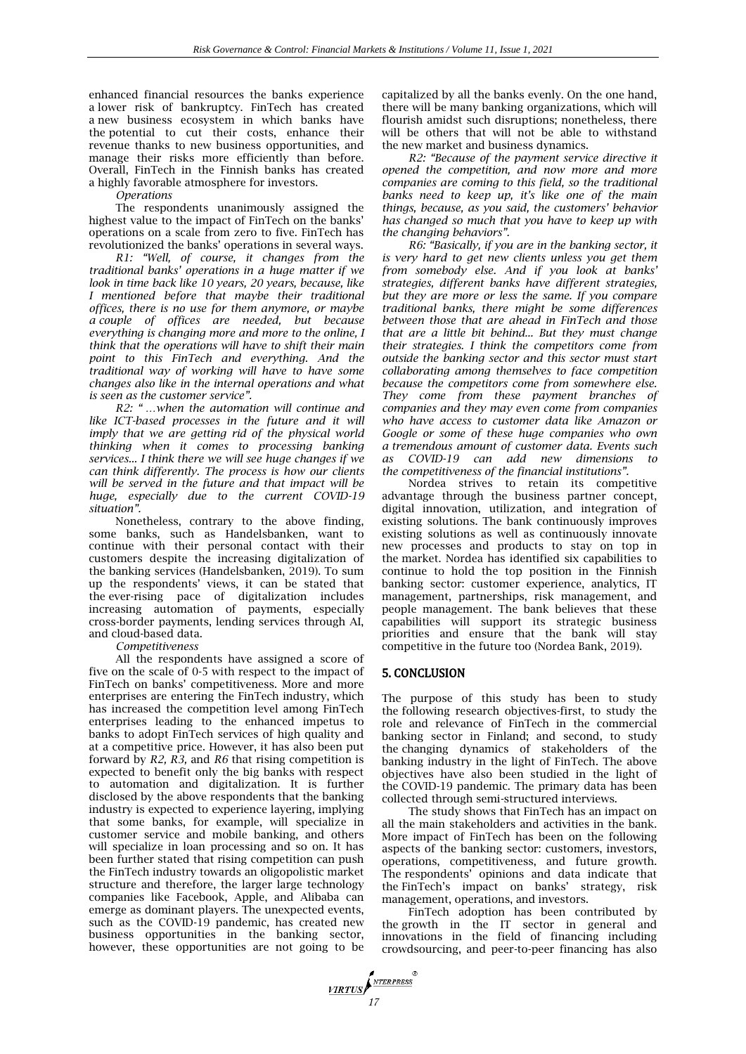enhanced financial resources the banks experience a lower risk of bankruptcy. FinTech has created a new business ecosystem in which banks have the potential to cut their costs, enhance their revenue thanks to new business opportunities, and manage their risks more efficiently than before. Overall, FinTech in the Finnish banks has created a highly favorable atmosphere for investors.

*Operations*

The respondents unanimously assigned the highest value to the impact of FinTech on the banks' operations on a scale from zero to five. FinTech has revolutionized the banks' operations in several ways.

*R1: "Well, of course, it changes from the traditional banks' operations in a huge matter if we look in time back like 10 years, 20 years, because, like I mentioned before that maybe their traditional offices, there is no use for them anymore, or maybe a couple of offices are needed, but because everything is changing more and more to the online, I think that the operations will have to shift their main point to this FinTech and everything. And the traditional way of working will have to have some changes also like in the internal operations and what is seen as the customer service".*

*R2: "…when the automation will continue and like ICT-based processes in the future and it will imply that we are getting rid of the physical world thinking when it comes to processing banking services… I think there we will see huge changes if we can think differently. The process is how our clients will be served in the future and that impact will be huge, especially due to the current COVID-19 situation".*

Nonetheless, contrary to the above finding, some banks, such as Handelsbanken, want to continue with their personal contact with their customers despite the increasing digitalization of the banking services (Handelsbanken, 2019). To sum up the respondents' views, it can be stated that the ever-rising pace of digitalization includes increasing automation of payments, especially cross-border payments, lending services through AI, and cloud-based data.

*Competitiveness*

All the respondents have assigned a score of five on the scale of 0-5 with respect to the impact of FinTech on banks' competitiveness. More and more enterprises are entering the FinTech industry, which has increased the competition level among FinTech enterprises leading to the enhanced impetus to banks to adopt FinTech services of high quality and at a competitive price. However, it has also been put forward by *R2, R3,* and *R6* that rising competition is expected to benefit only the big banks with respect to automation and digitalization. It is further disclosed by the above respondents that the banking industry is expected to experience layering, implying that some banks, for example, will specialize in customer service and mobile banking, and others will specialize in loan processing and so on. It has been further stated that rising competition can push the FinTech industry towards an oligopolistic market structure and therefore, the larger large technology companies like Facebook, Apple, and Alibaba can emerge as dominant players. The unexpected events, such as the COVID-19 pandemic, has created new business opportunities in the banking sector, however, these opportunities are not going to be capitalized by all the banks evenly. On the one hand, there will be many banking organizations, which will flourish amidst such disruptions; nonetheless, there will be others that will not be able to withstand the new market and business dynamics.

*R2: "Because of the payment service directive it opened the competition, and now more and more companies are coming to this field, so the traditional banks need to keep up, it's like one of the main things, because, as you said, the customers' behavior has changed so much that you have to keep up with the changing behaviors".*

*R6: "Basically, if you are in the banking sector, it is very hard to get new clients unless you get them from somebody else. And if you look at banks' strategies, different banks have different strategies, but they are more or less the same. If you compare traditional banks, there might be some differences between those that are ahead in FinTech and those that are a little bit behind… But they must change their strategies. I think the competitors come from outside the banking sector and this sector must start collaborating among themselves to face competition because the competitors come from somewhere else. They come from these payment branches of companies and they may even come from companies who have access to customer data like Amazon or Google or some of these huge companies who own a tremendous amount of customer data. Events such as COVID-19 can add new dimensions to the competitiveness of the financial institutions".*

Nordea strives to retain its competitive advantage through the business partner concept, digital innovation, utilization, and integration of existing solutions. The bank continuously improves existing solutions as well as continuously innovate new processes and products to stay on top in the market. Nordea has identified six capabilities to continue to hold the top position in the Finnish banking sector: customer experience, analytics, IT management, partnerships, risk management, and people management. The bank believes that these capabilities will support its strategic business priorities and ensure that the bank will stay competitive in the future too (Nordea Bank, 2019).

## 5. CONCLUSION

The purpose of this study has been to study the following research objectives-first, to study the role and relevance of FinTech in the commercial banking sector in Finland; and second, to study the changing dynamics of stakeholders of the banking industry in the light of FinTech. The above objectives have also been studied in the light of the COVID-19 pandemic. The primary data has been collected through semi-structured interviews.

The study shows that FinTech has an impact on all the main stakeholders and activities in the bank. More impact of FinTech has been on the following aspects of the banking sector: customers, investors, operations, competitiveness, and future growth. The respondents' opinions and data indicate that the FinTech's impact on banks' strategy, risk management, operations, and investors.

FinTech adoption has been contributed by the growth in the IT sector in general and innovations in the field of financing including crowdsourcing, and peer-to-peer financing has also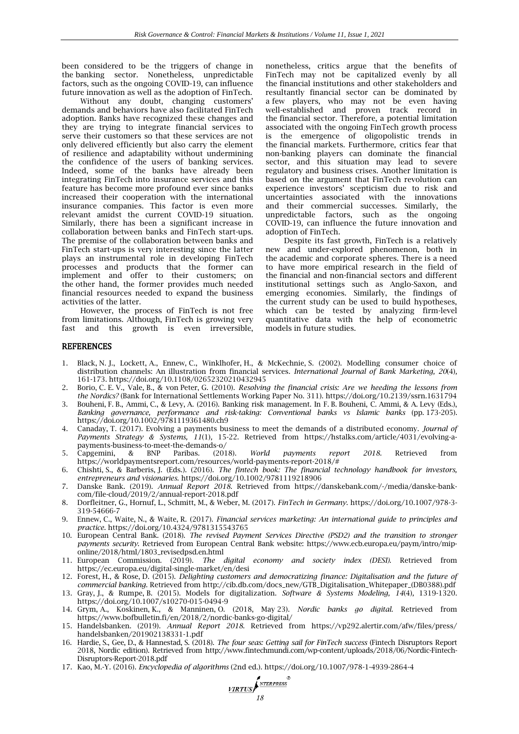been considered to be the triggers of change in the banking sector. Nonetheless, unpredictable factors, such as the ongoing COVID-19, can influence future innovation as well as the adoption of FinTech.

Without any doubt, changing customers' demands and behaviors have also facilitated FinTech adoption. Banks have recognized these changes and they are trying to integrate financial services to serve their customers so that these services are not only delivered efficiently but also carry the element of resilience and adaptability without undermining the confidence of the users of banking services. Indeed, some of the banks have already been integrating FinTech into insurance services and this feature has become more profound ever since banks increased their cooperation with the international insurance companies. This factor is even more relevant amidst the current COVID-19 situation. Similarly, there has been a significant increase in collaboration between banks and FinTech start-ups. The premise of the collaboration between banks and FinTech start-ups is very interesting since the latter plays an instrumental role in developing FinTech processes and products that the former can implement and offer to their customers; on the other hand, the former provides much needed financial resources needed to expand the business activities of the latter.

However, the process of FinTech is not free from limitations. Although, FinTech is growing very fast and this growth is even irreversible, nonetheless, critics argue that the benefits of FinTech may not be capitalized evenly by all the financial institutions and other stakeholders and resultantly financial sector can be dominated by a few players, who may not be even having well-established and proven track record in the financial sector. Therefore, a potential limitation associated with the ongoing FinTech growth process is the emergence of oligopolistic trends in the financial markets. Furthermore, critics fear that non-banking players can dominate the financial sector, and this situation may lead to severe regulatory and business crises. Another limitation is based on the argument that FinTech revolution can experience investors' scepticism due to risk and uncertainties associated with the innovations and their commercial successes. Similarly, the unpredictable factors, such as the ongoing COVID-19, can influence the future innovation and adoption of FinTech.

Despite its fast growth, FinTech is a relatively new and under-explored phenomenon, both in the academic and corporate spheres. There is a need to have more empirical research in the field of the financial and non-financial sectors and different institutional settings such as Anglo-Saxon, and emerging economies. Similarly, the findings of the current study can be used to build hypotheses, which can be tested by analyzing firm-level quantitative data with the help of econometric models in future studies.

## REFERENCES

1. Black, N. J., Lockett, A., Ennew, C., Winklhofer, H., & McKechnie, S. (2002). Modelling consumer choice of distribution channels: An illustration from financial services. *International Journal of Bank Marketing, 20*(4), 161-173. https://doi.org/10.1108/02652320210432945
2. Borio, C. E. V., Vale, B., & von Peter, G. (2010). *Resolving the financial crisis: Are we heeding the lessons from the Nordics?* (Bank for International Settlements Working Paper No. 311). https://doi.org/10.2139/ssrn.1631794
3. Bouheni, F. B., Ammi, C., & Levy, A. (2016). Banking risk management. In F. B. Bouheni, C. Ammi, & A. Levy (Eds.), *Banking governance, performance and risk-taking: Conventional banks vs Islamic banks* (pp. 173-205). https://doi.org/10.1002/9781119361480.ch9
4. Canaday, T. (2017). Evolving a payments business to meet the demands of a distributed economy. *Journal of Payments Strategy & Systems, 11*(1), 15-22. Retrieved from https://hstalks.com/article/4031/evolving-a-payments-business-to-meet-the-demands-o/
5. Capgemini, & BNP Paribas. (2018). *World payments report 2018*. Retrieved from https://worldpaymentsreport.com/resources/world-payments-report-2018/#
6. Chishti, S., & Barberis, J. (Eds.). (2016). *The fintech book: The financial technology handbook for investors, entrepreneurs and visionaries*. https://doi.org/10.1002/9781119218906
7. Danske Bank. (2019). *Annual Report 2018*. Retrieved from https://danskebank.com/-/media/danske-bank-com/file-cloud/2019/2/annual-report-2018.pdf
8. Dorfleitner, G., Hornuf, L., Schmitt, M., & Weber, M. (2017). *FinTech in Germany*. https://doi.org/10.1007/978-3-319-54666-7
9. Ennew, C., Waite, N., & Waite, R. (2017). *Financial services marketing: An international guide to principles and practice*. https://doi.org/10.4324/9781315543765
10. European Central Bank. (2018). *The revised Payment Services Directive (PSD2) and the transition to stronger payments security*. Retrieved from European Central Bank website: https://www.ecb.europa.eu/paym/intro/mip-online/2018/html/1803_revisedpsd.en.html
11. European Commission. (2019). *The digital economy and society index (DESI)*. Retrieved from https://ec.europa.eu/digital-single-market/en/desi
12. Forest, H., & Rose, D. (2015). *Delighting customers and democratizing finance: Digitalisation and the future of commercial banking*. Retrieved from http://cib.db.com/docs_new/GTB_Digitalisation_Whitepaper_(DB0388).pdf
13. Gray, J., & Rumpe, B. (2015). Models for digitalization. *Software & Systems Modeling, 14*(4), 1319-1320. https://doi.org/10.1007/s10270-015-0494-9
14. Grym, A., Koskinen, K., & Manninen, O. (2018, May 23). *Nordic banks go digital*. Retrieved from https://www.bofbulletin.fi/en/2018/2/nordic-banks-go-digital/
15. Handelsbanken. (2019). *Annual Report 2018*. Retrieved from https://vp292.alertir.com/afw/files/press/handelsbanken/201902138331-1.pdf
16. Hardie, S., Gee, D., & Hannestad, S. (2018). *The four seas: Getting sail for FinTech success* (Fintech Disruptors Report 2018, Nordic edition). Retrieved from http://www.fintechmundi.com/wp-content/uploads/2018/06/Nordic-Fintech-Disruptors-Report-2018.pdf
17. Kao, M.-Y. (2016). *Encyclopedia of algorithms* (2nd ed.). https://doi.org/10.1007/978-1-4939-2864-4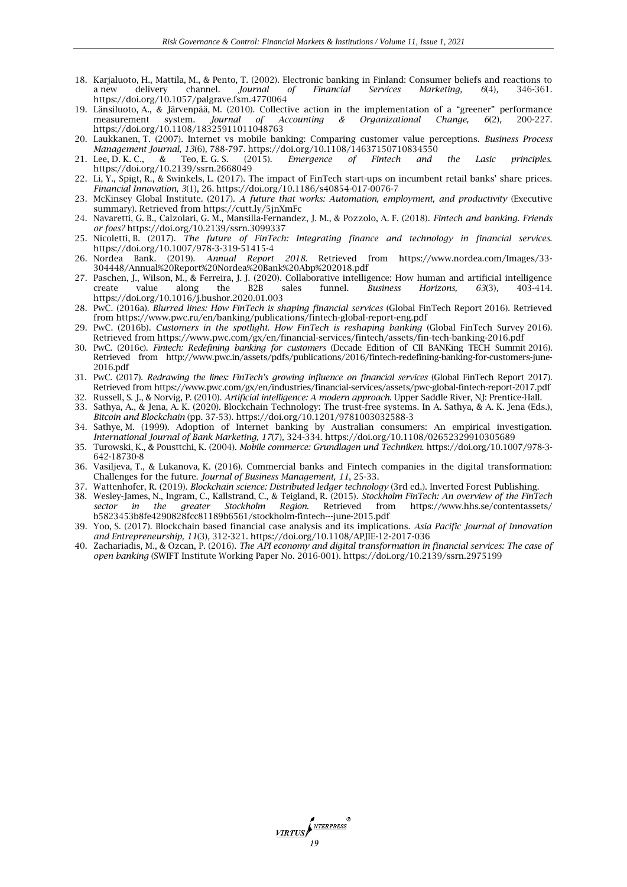18. Karjaluoto, H., Mattila, M., & Pento, T. (2002). Electronic banking in Finland: Consumer beliefs and reactions to a new delivery channel. *Journal of Financial Services Marketing, 6*(4), 346-361. https://doi.org/10.1057/palgrave.fsm.4770064
19. Länsiluoto, A., & Järvenpää, M. (2010). Collective action in the implementation of a "greener" performance measurement system. *Journal of Accounting & Organizational Change, 6*(2), 200-227. https://doi.org/10.1108/18325911011048763
20. Laukkanen, T. (2007). Internet vs mobile banking: Comparing customer value perceptions. *Business Process Management Journal, 13*(6), 788-797. https://doi.org/10.1108/14637150710834550
21. Lee, D. K. C., & Teo, E. G. S. (2015). *Emergence of Fintech and the Lasic principles.* https://doi.org/10.2139/ssrn.2668049
22. Li, Y., Spigt, R., & Swinkels, L. (2017). The impact of FinTech start-ups on incumbent retail banks' share prices. *Financial Innovation, 3*(1), 26. https://doi.org/10.1186/s40854-017-0076-7
23. McKinsey Global Institute. (2017). *A future that works: Automation, employment, and productivity* (Executive summary). Retrieved from https://cutt.ly/5jnXmFc
24. Navaretti, G. B., Calzolari, G. M., Mansilla-Fernandez, J. M., & Pozzolo, A. F. (2018). *Fintech and banking. Friends or foes?* https://doi.org/10.2139/ssrn.3099337
25. Nicoletti, B. (2017). *The future of FinTech: Integrating finance and technology in financial services.* https://doi.org/10.1007/978-3-319-51415-4
26. Nordea Bank. (2019). *Annual Report 2018.* Retrieved from https://www.nordea.com/Images/33-304448/Annual%20Report%20Nordea%20Bank%20Abp%202018.pdf
27. Paschen, J., Wilson, M., & Ferreira, J. J. (2020). Collaborative intelligence: How human and artificial intelligence create value along the B2B sales funnel. *Business Horizons, 63*(3), 403-414. https://doi.org/10.1016/j.bushor.2020.01.003
28. PwC. (2016a). *Blurred lines: How FinTech is shaping financial services* (Global FinTech Report 2016). Retrieved from https://www.pwc.ru/en/banking/publications/fintech-global-report-eng.pdf
29. PwC. (2016b). *Customers in the spotlight. How FinTech is reshaping banking* (Global FinTech Survey 2016). Retrieved from https://www.pwc.com/gx/en/financial-services/fintech/assets/fin-tech-banking-2016.pdf
30. PwC. (2016c). *Fintech: Redefining banking for customers* (Decade Edition of CII BANKing TECH Summit 2016). Retrieved from http://www.pwc.in/assets/pdfs/publications/2016/fintech-redefining-banking-for-customers-june-2016.pdf
31. PwC. (2017). *Redrawing the lines: FinTech's growing influence on financial services* (Global FinTech Report 2017). Retrieved from https://www.pwc.com/gx/en/industries/financial-services/assets/pwc-global-fintech-report-2017.pdf
32. Russell, S. J., & Norvig, P. (2010). *Artificial intelligence: A modern approach.* Upper Saddle River, NJ: Prentice-Hall.
33. Sathya, A., & Jena, A. K. (2020). Blockchain Technology: The trust-free systems. In A. Sathya, & A. K. Jena (Eds.), *Bitcoin and Blockchain* (pp. 37-53). https://doi.org/10.1201/9781003032588-3
34. Sathye, M. (1999). Adoption of Internet banking by Australian consumers: An empirical investigation. *International Journal of Bank Marketing, 17*(7), 324-334. https://doi.org/10.1108/02652329910305689
35. Turowski, K., & Pousttchi, K. (2004). *Mobile commerce: Grundlagen und Techniken.* https://doi.org/10.1007/978-3-642-18730-8
36. Vasiljeva, T., & Lukanova, K. (2016). Commercial banks and Fintech companies in the digital transformation: Challenges for the future. *Journal of Business Management, 11*, 25-33.
37. Wattenhofer, R. (2019). *Blockchain science: Distributed ledger technology* (3rd ed.). Inverted Forest Publishing.
38. Wesley-James, N., Ingram, C., Källstrand, C., & Teigland, R. (2015). *Stockholm FinTech: An overview of the FinTech sector in the greater Stockholm Region.* Retrieved from https://www.hhs.se/contentassets/b5823453b8fe4290828fcc81189b6561/stockholm-fintech---june-2015.pdf
39. Yoo, S. (2017). Blockchain based financial case analysis and its implications. *Asia Pacific Journal of Innovation and Entrepreneurship, 11*(3), 312-321. https://doi.org/10.1108/APJIE-12-2017-036
40. Zachariadis, M., & Ozcan, P. (2016). *The API economy and digital transformation in financial services: The case of open banking* (SWIFT Institute Working Paper No. 2016-001). https://doi.org/10.2139/ssrn.2975199